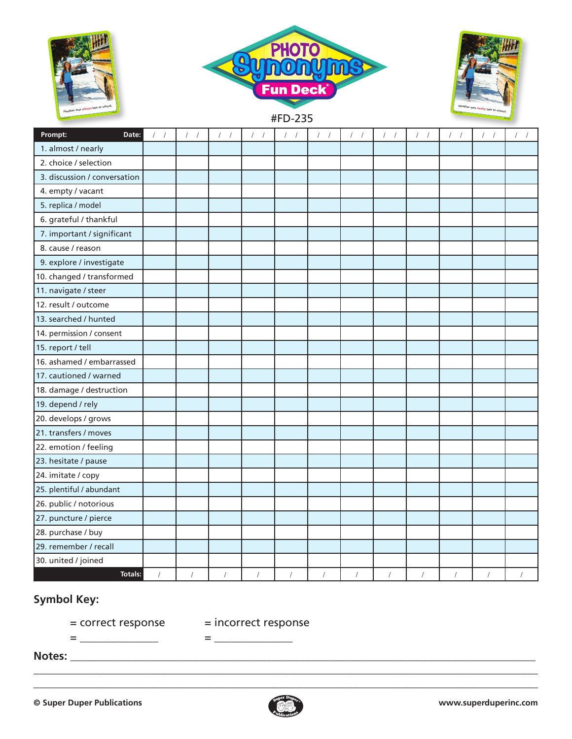# PHOTO Synonyms Fun Deck®

#FD-235

| Prompt: Date: | / / | / / | / / | / / | / / | / / | / / | / / | / / | / / | / / | / / |
|---|---|---|---|---|---|---|---|---|---|---|---|---|
| 1. almost / nearly | | | | | | | | | | | | |
| 2. choice / selection | | | | | | | | | | | | |
| 3. discussion / conversation | | | | | | | | | | | | |
| 4. empty / vacant | | | | | | | | | | | | |
| 5. replica / model | | | | | | | | | | | | |
| 6. grateful / thankful | | | | | | | | | | | | |
| 7. important / significant | | | | | | | | | | | | |
| 8. cause / reason | | | | | | | | | | | | |
| 9. explore / investigate | | | | | | | | | | | | |
| 10. changed / transformed | | | | | | | | | | | | |
| 11. navigate / steer | | | | | | | | | | | | |
| 12. result / outcome | | | | | | | | | | | | |
| 13. searched / hunted | | | | | | | | | | | | |
| 14. permission / consent | | | | | | | | | | | | |
| 15. report / tell | | | | | | | | | | | | |
| 16. ashamed / embarrassed | | | | | | | | | | | | |
| 17. cautioned / warned | | | | | | | | | | | | |
| 18. damage / destruction | | | | | | | | | | | | |
| 19. depend / rely | | | | | | | | | | | | |
| 20. develops / grows | | | | | | | | | | | | |
| 21. transfers / moves | | | | | | | | | | | | |
| 22. emotion / feeling | | | | | | | | | | | | |
| 23. hesitate / pause | | | | | | | | | | | | |
| 24. imitate / copy | | | | | | | | | | | | |
| 25. plentiful / abundant | | | | | | | | | | | | |
| 26. public / notorious | | | | | | | | | | | | |
| 27. puncture / pierce | | | | | | | | | | | | |
| 28. purchase / buy | | | | | | | | | | | | |
| 29. remember / recall | | | | | | | | | | | | |
| 30. united / joined | | | | | | | | | | | | |
| Totals: | / | / | / | / | / | / | / | / | / | / | / | / |

## Symbol Key:

= correct response = incorrect response

= _______________ = _______________

**Notes:** ___________________________________________________________________________

© Super Duper Publications www.superduperinc.com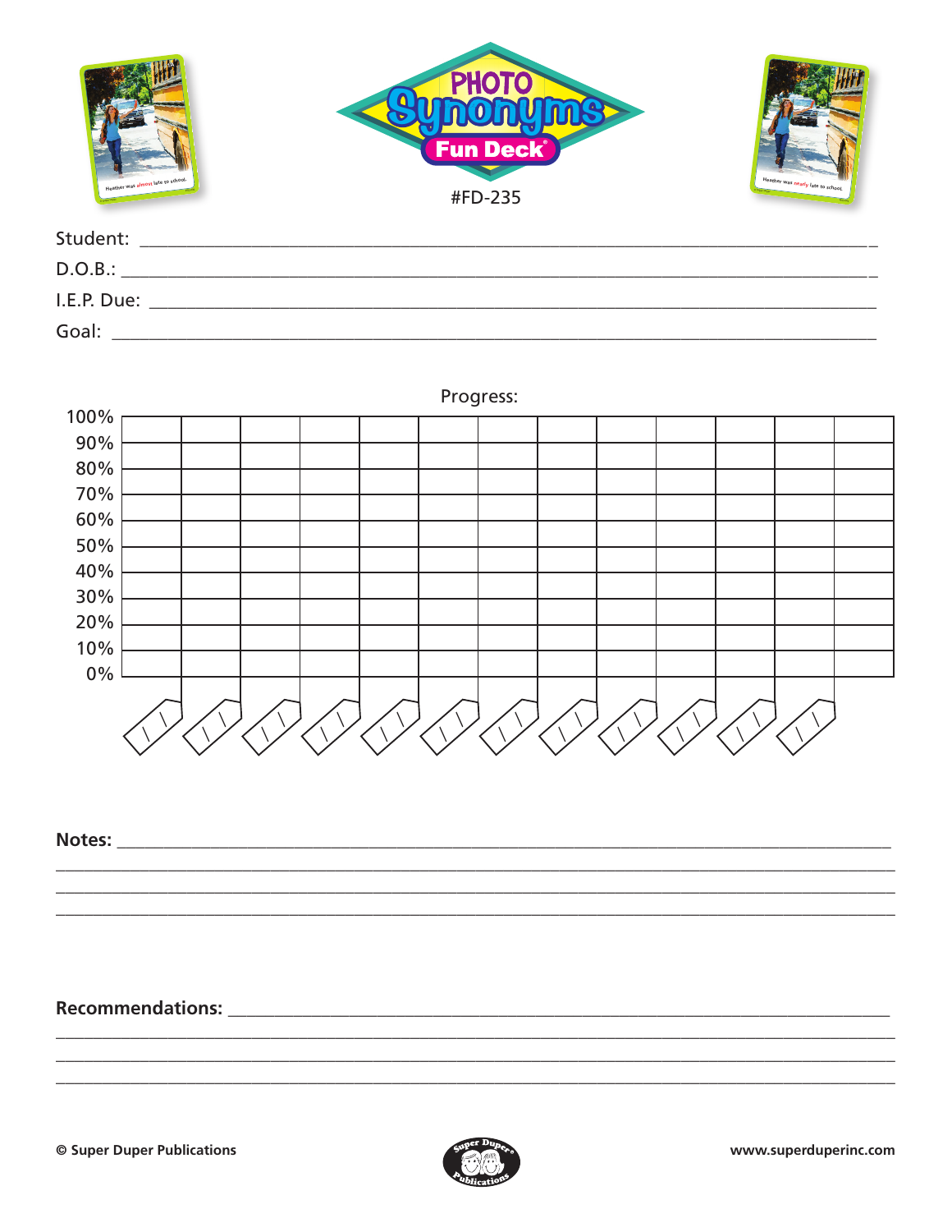PHOTO Synonyms Fun Deck®

#FD-235

Student: ___________________________________________

D.O.B.: ___________________________________________

I.E.P. Due: ___________________________________________

Goal: ___________________________________________

Progress:

100%
90%
80%
70%
60%
50%
40%
30%
20%
10%
0%

**Notes:** ___________________________________________

___________________________________________

___________________________________________

___________________________________________

**Recommendations:** ___________________________________________

___________________________________________

___________________________________________

___________________________________________

**© Super Duper Publications**

**www.superduperinc.com**